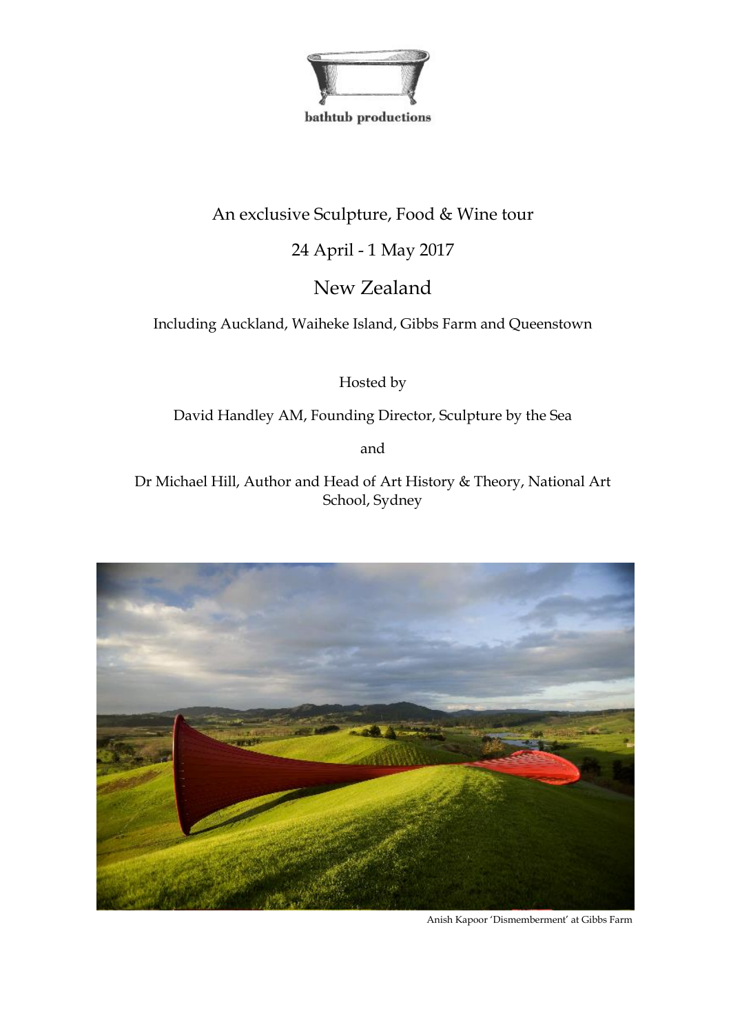bathtub productions

An exclusive Sculpture, Food & Wine tour

24 April - 1 May 2017

# New Zealand

Including Auckland, Waiheke Island, Gibbs Farm and Queenstown

Hosted by

David Handley AM, Founding Director, Sculpture by the Sea

and

Dr Michael Hill, Author and Head of Art History & Theory, National Art School, Sydney

Anish Kapoor 'Dismemberment' at Gibbs Farm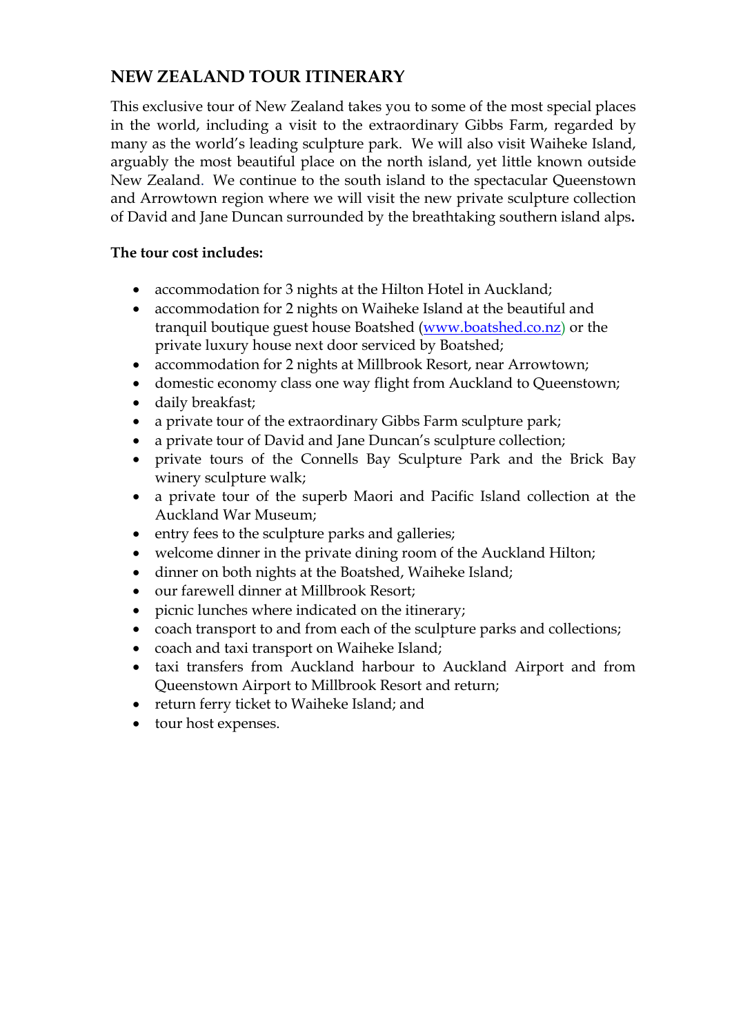## NEW ZEALAND TOUR ITINERARY

This exclusive tour of New Zealand takes you to some of the most special places in the world, including a visit to the extraordinary Gibbs Farm, regarded by many as the world's leading sculpture park. We will also visit Waiheke Island, arguably the most beautiful place on the north island, yet little known outside New Zealand. We continue to the south island to the spectacular Queenstown and Arrowtown region where we will visit the new private sculpture collection of David and Jane Duncan surrounded by the breathtaking southern island alps.

**The tour cost includes:**

- accommodation for 3 nights at the Hilton Hotel in Auckland;
- accommodation for 2 nights on Waiheke Island at the beautiful and tranquil boutique guest house Boatshed (www.boatshed.co.nz) or the private luxury house next door serviced by Boatshed;
- accommodation for 2 nights at Millbrook Resort, near Arrowtown;
- domestic economy class one way flight from Auckland to Queenstown;
- daily breakfast;
- a private tour of the extraordinary Gibbs Farm sculpture park;
- a private tour of David and Jane Duncan's sculpture collection;
- private tours of the Connells Bay Sculpture Park and the Brick Bay winery sculpture walk;
- a private tour of the superb Maori and Pacific Island collection at the Auckland War Museum;
- entry fees to the sculpture parks and galleries;
- welcome dinner in the private dining room of the Auckland Hilton;
- dinner on both nights at the Boatshed, Waiheke Island;
- our farewell dinner at Millbrook Resort;
- picnic lunches where indicated on the itinerary;
- coach transport to and from each of the sculpture parks and collections;
- coach and taxi transport on Waiheke Island;
- taxi transfers from Auckland harbour to Auckland Airport and from Queenstown Airport to Millbrook Resort and return;
- return ferry ticket to Waiheke Island; and
- tour host expenses.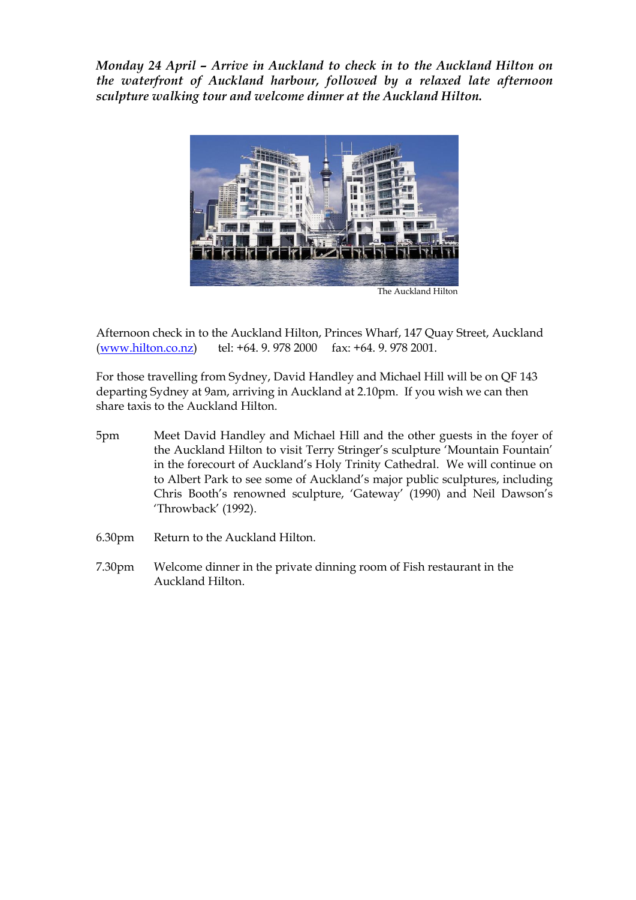***Monday 24 April – Arrive in Auckland to check in to the Auckland Hilton on the waterfront of Auckland harbour, followed by a relaxed late afternoon sculpture walking tour and welcome dinner at the Auckland Hilton.***

The Auckland Hilton

Afternoon check in to the Auckland Hilton, Princes Wharf, 147 Quay Street, Auckland (www.hilton.co.nz) tel: +64. 9. 978 2000 fax: +64. 9. 978 2001.

For those travelling from Sydney, David Handley and Michael Hill will be on QF 143 departing Sydney at 9am, arriving in Auckland at 2.10pm. If you wish we can then share taxis to the Auckland Hilton.

5pm Meet David Handley and Michael Hill and the other guests in the foyer of the Auckland Hilton to visit Terry Stringer's sculpture 'Mountain Fountain' in the forecourt of Auckland's Holy Trinity Cathedral. We will continue on to Albert Park to see some of Auckland's major public sculptures, including Chris Booth's renowned sculpture, 'Gateway' (1990) and Neil Dawson's 'Throwback' (1992).

6.30pm Return to the Auckland Hilton.

7.30pm Welcome dinner in the private dinning room of Fish restaurant in the Auckland Hilton.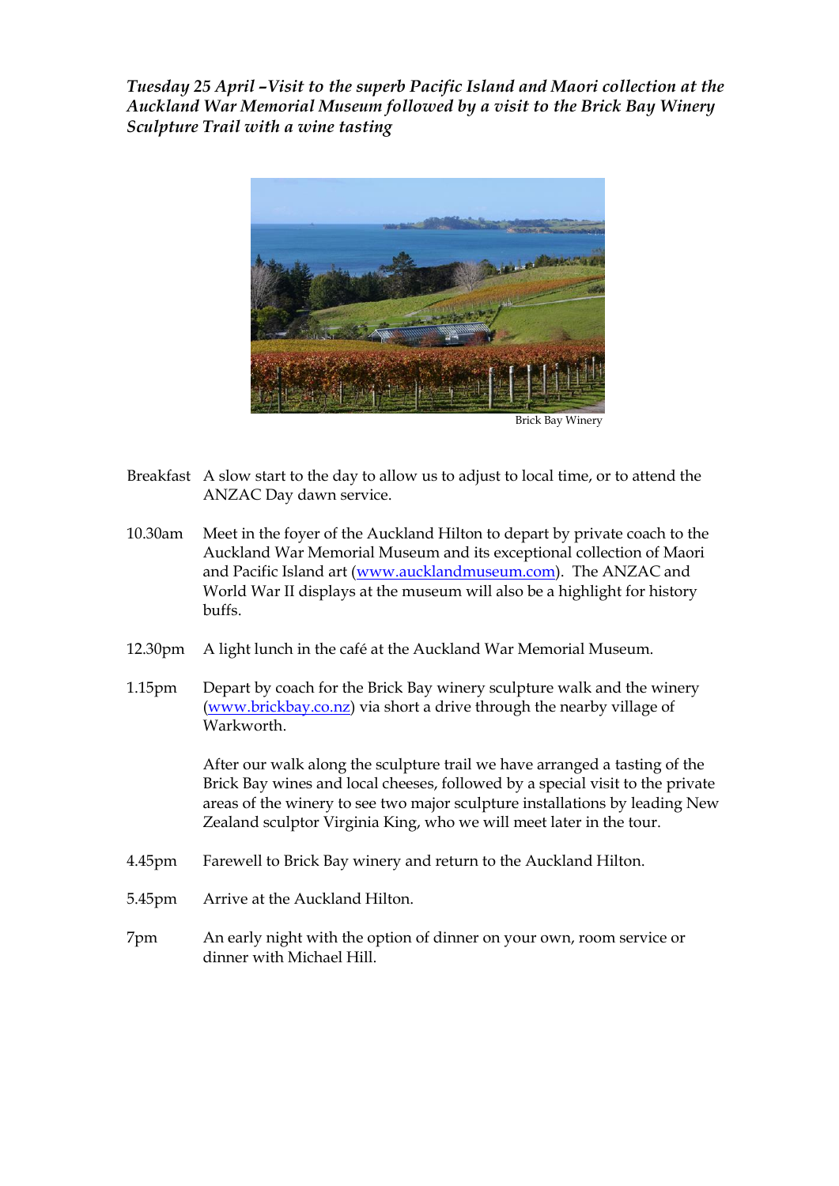***Tuesday 25 April –Visit to the superb Pacific Island and Maori collection at the Auckland War Memorial Museum followed by a visit to the Brick Bay Winery Sculpture Trail with a wine tasting***

Brick Bay Winery

| | |
|---|---|
| Breakfast | A slow start to the day to allow us to adjust to local time, or to attend the ANZAC Day dawn service. |
| 10.30am | Meet in the foyer of the Auckland Hilton to depart by private coach to the Auckland War Memorial Museum and its exceptional collection of Maori and Pacific Island art ([www.aucklandmuseum.com](www.aucklandmuseum.com)). The ANZAC and World War II displays at the museum will also be a highlight for history buffs. |
| 12.30pm | A light lunch in the café at the Auckland War Memorial Museum. |
| 1.15pm | Depart by coach for the Brick Bay winery sculpture walk and the winery ([www.brickbay.co.nz](www.brickbay.co.nz)) via short a drive through the nearby village of Warkworth.<br><br>After our walk along the sculpture trail we have arranged a tasting of the Brick Bay wines and local cheeses, followed by a special visit to the private areas of the winery to see two major sculpture installations by leading New Zealand sculptor Virginia King, who we will meet later in the tour. |
| 4.45pm | Farewell to Brick Bay winery and return to the Auckland Hilton. |
| 5.45pm | Arrive at the Auckland Hilton. |
| 7pm | An early night with the option of dinner on your own, room service or dinner with Michael Hill. |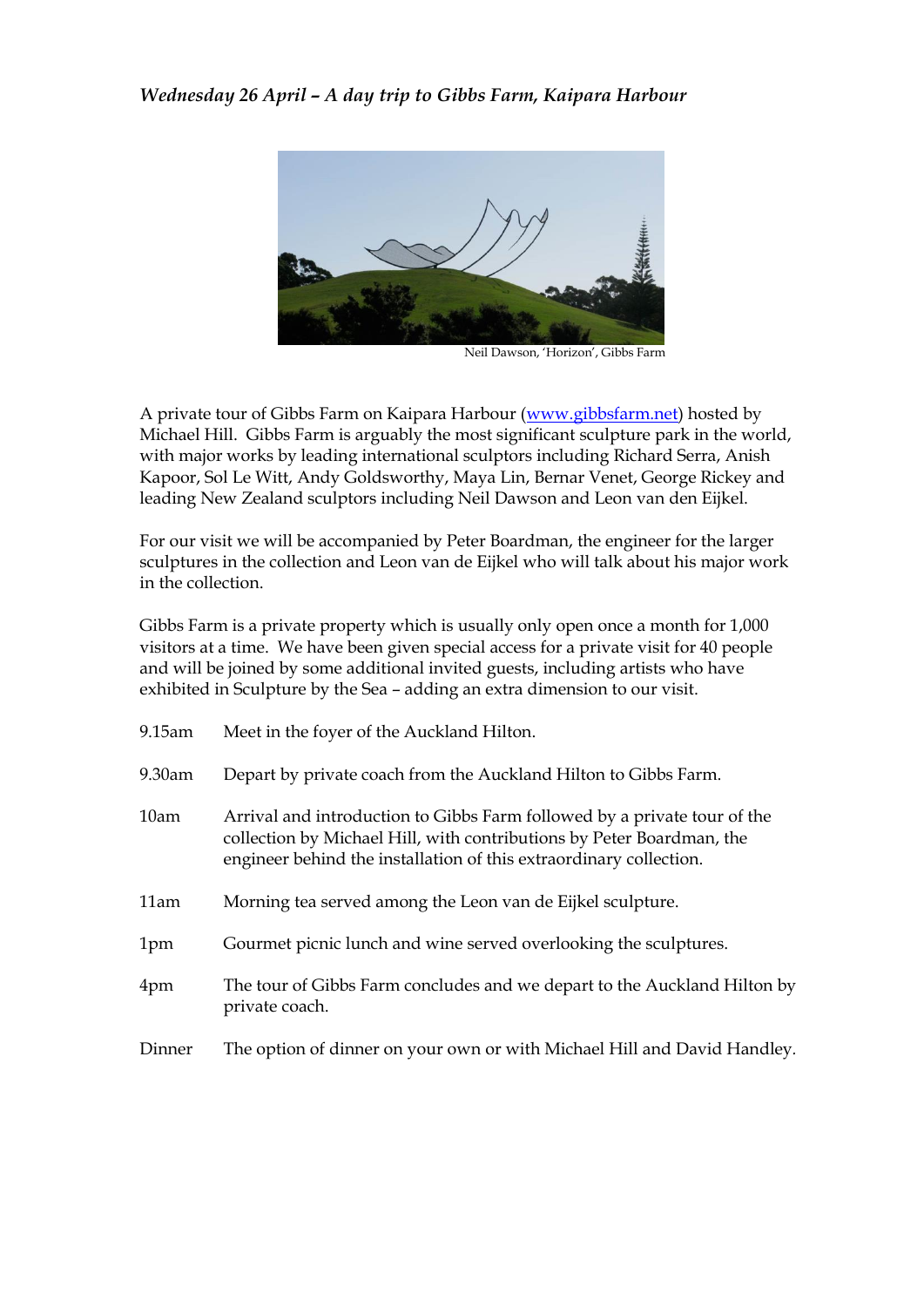*Wednesday 26 April – A day trip to Gibbs Farm, Kaipara Harbour*

Neil Dawson, 'Horizon', Gibbs Farm

A private tour of Gibbs Farm on Kaipara Harbour (www.gibbsfarm.net) hosted by Michael Hill. Gibbs Farm is arguably the most significant sculpture park in the world, with major works by leading international sculptors including Richard Serra, Anish Kapoor, Sol Le Witt, Andy Goldsworthy, Maya Lin, Bernar Venet, George Rickey and leading New Zealand sculptors including Neil Dawson and Leon van den Eijkel.

For our visit we will be accompanied by Peter Boardman, the engineer for the larger sculptures in the collection and Leon van de Eijkel who will talk about his major work in the collection.

Gibbs Farm is a private property which is usually only open once a month for 1,000 visitors at a time. We have been given special access for a private visit for 40 people and will be joined by some additional invited guests, including artists who have exhibited in Sculpture by the Sea – adding an extra dimension to our visit.

9.15am — Meet in the foyer of the Auckland Hilton.

9.30am — Depart by private coach from the Auckland Hilton to Gibbs Farm.

10am — Arrival and introduction to Gibbs Farm followed by a private tour of the collection by Michael Hill, with contributions by Peter Boardman, the engineer behind the installation of this extraordinary collection.

11am — Morning tea served among the Leon van de Eijkel sculpture.

1pm — Gourmet picnic lunch and wine served overlooking the sculptures.

4pm — The tour of Gibbs Farm concludes and we depart to the Auckland Hilton by private coach.

Dinner — The option of dinner on your own or with Michael Hill and David Handley.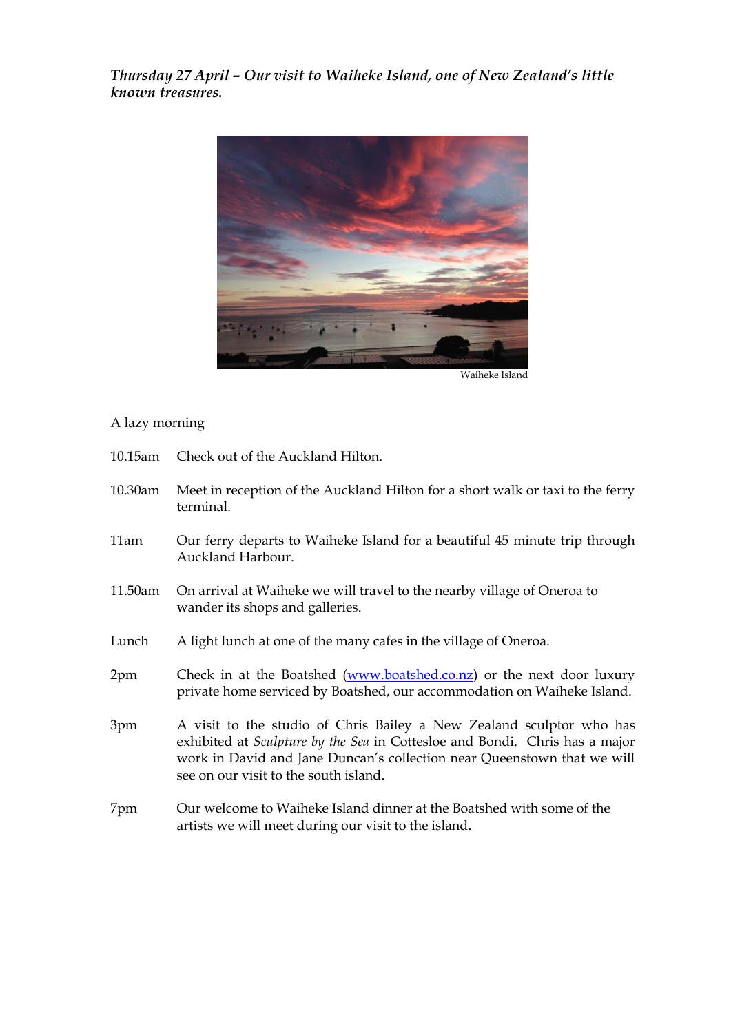***Thursday 27 April – Our visit to Waiheke Island, one of New Zealand's little known treasures.***

Waiheke Island

A lazy morning

| | |
|---|---|
| 10.15am | Check out of the Auckland Hilton. |
| 10.30am | Meet in reception of the Auckland Hilton for a short walk or taxi to the ferry terminal. |
| 11am | Our ferry departs to Waiheke Island for a beautiful 45 minute trip through Auckland Harbour. |
| 11.50am | On arrival at Waiheke we will travel to the nearby village of Oneroa to wander its shops and galleries. |
| Lunch | A light lunch at one of the many cafes in the village of Oneroa. |
| 2pm | Check in at the Boatshed ([www.boatshed.co.nz](http://www.boatshed.co.nz)) or the next door luxury private home serviced by Boatshed, our accommodation on Waiheke Island. |
| 3pm | A visit to the studio of Chris Bailey a New Zealand sculptor who has exhibited at *Sculpture by the Sea* in Cottesloe and Bondi. Chris has a major work in David and Jane Duncan's collection near Queenstown that we will see on our visit to the south island. |
| 7pm | Our welcome to Waiheke Island dinner at the Boatshed with some of the artists we will meet during our visit to the island. |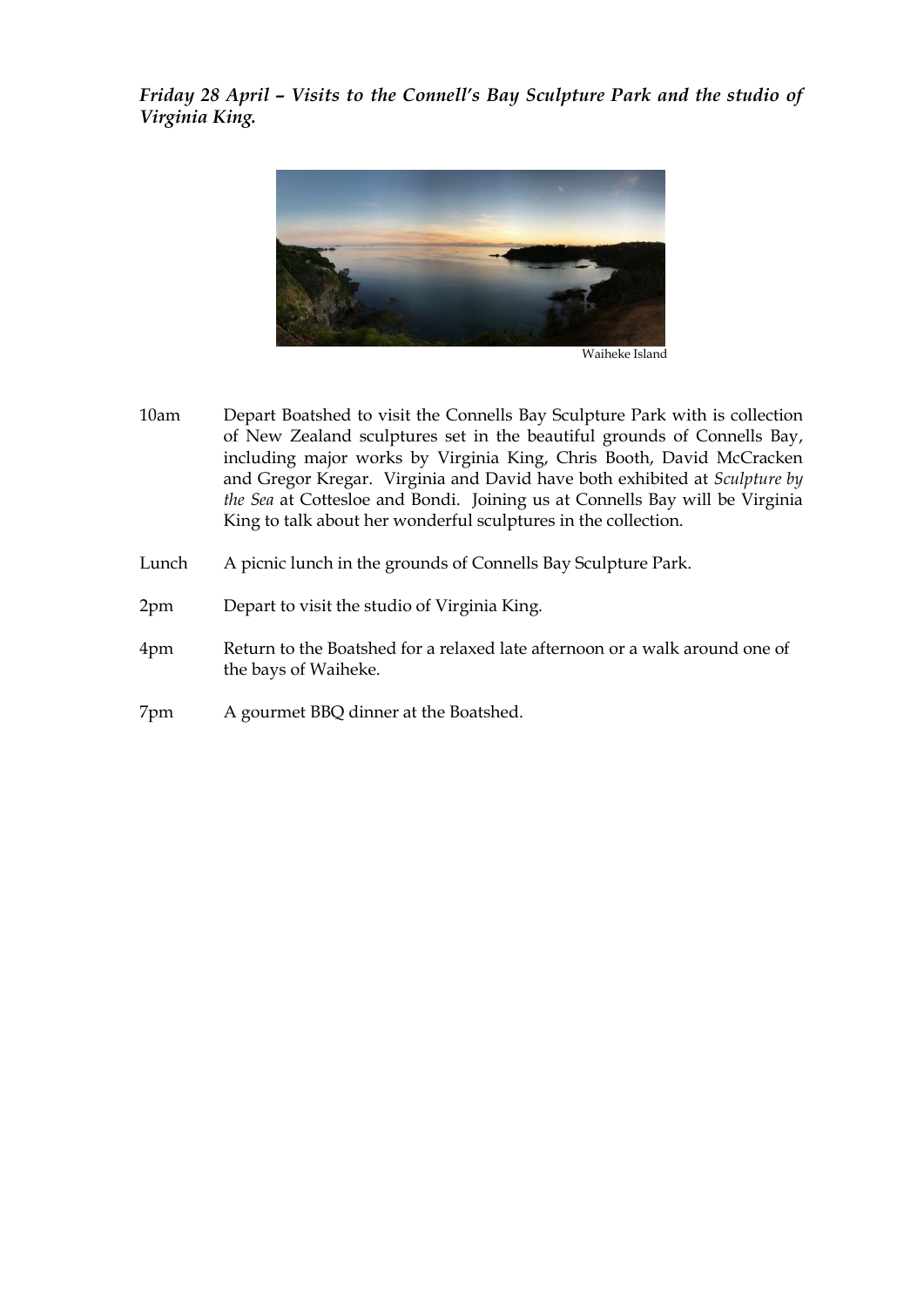***Friday 28 April – Visits to the Connell's Bay Sculpture Park and the studio of Virginia King.***

Waiheke Island

| | |
|---|---|
| 10am | Depart Boatshed to visit the Connells Bay Sculpture Park with is collection of New Zealand sculptures set in the beautiful grounds of Connells Bay, including major works by Virginia King, Chris Booth, David McCracken and Gregor Kregar. Virginia and David have both exhibited at *Sculpture by the Sea* at Cottesloe and Bondi. Joining us at Connells Bay will be Virginia King to talk about her wonderful sculptures in the collection. |
| Lunch | A picnic lunch in the grounds of Connells Bay Sculpture Park. |
| 2pm | Depart to visit the studio of Virginia King. |
| 4pm | Return to the Boatshed for a relaxed late afternoon or a walk around one of the bays of Waiheke. |
| 7pm | A gourmet BBQ dinner at the Boatshed. |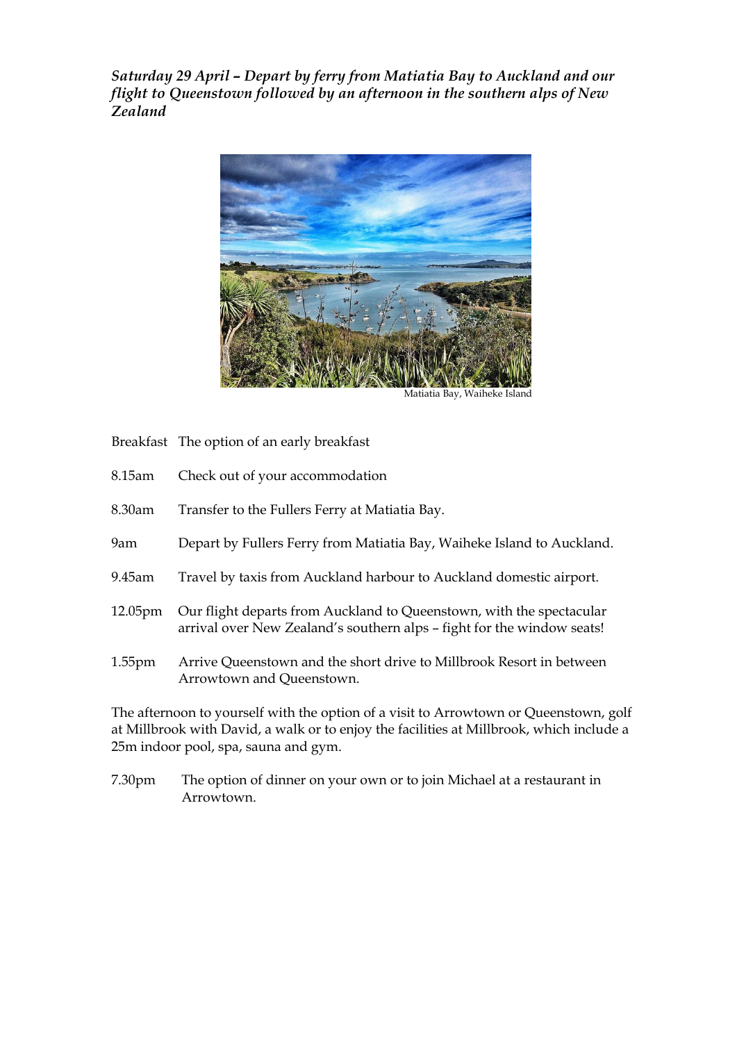*Saturday 29 April – Depart by ferry from Matiatia Bay to Auckland and our flight to Queenstown followed by an afternoon in the southern alps of New Zealand*

Matiatia Bay, Waiheke Island

| | |
|---|---|
| Breakfast | The option of an early breakfast |
| 8.15am | Check out of your accommodation |
| 8.30am | Transfer to the Fullers Ferry at Matiatia Bay. |
| 9am | Depart by Fullers Ferry from Matiatia Bay, Waiheke Island to Auckland. |
| 9.45am | Travel by taxis from Auckland harbour to Auckland domestic airport. |
| 12.05pm | Our flight departs from Auckland to Queenstown, with the spectacular arrival over New Zealand's southern alps – fight for the window seats! |
| 1.55pm | Arrive Queenstown and the short drive to Millbrook Resort in between Arrowtown and Queenstown. |

The afternoon to yourself with the option of a visit to Arrowtown or Queenstown, golf at Millbrook with David, a walk or to enjoy the facilities at Millbrook, which include a 25m indoor pool, spa, sauna and gym.

| | |
|---|---|
| 7.30pm | The option of dinner on your own or to join Michael at a restaurant in Arrowtown. |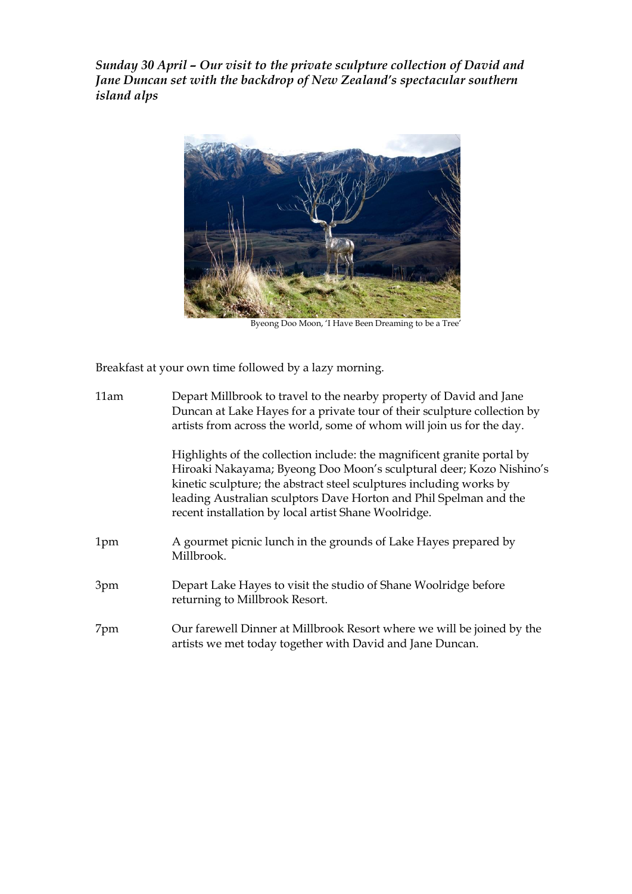***Sunday 30 April – Our visit to the private sculpture collection of David and Jane Duncan set with the backdrop of New Zealand's spectacular southern island alps***

Byeong Doo Moon, 'I Have Been Dreaming to be a Tree'

Breakfast at your own time followed by a lazy morning.

| | |
|---|---|
| 11am | Depart Millbrook to travel to the nearby property of David and Jane Duncan at Lake Hayes for a private tour of their sculpture collection by artists from across the world, some of whom will join us for the day.<br><br>Highlights of the collection include: the magnificent granite portal by Hiroaki Nakayama; Byeong Doo Moon's sculptural deer; Kozo Nishino's kinetic sculpture; the abstract steel sculptures including works by leading Australian sculptors Dave Horton and Phil Spelman and the recent installation by local artist Shane Woolridge. |
| 1pm | A gourmet picnic lunch in the grounds of Lake Hayes prepared by Millbrook. |
| 3pm | Depart Lake Hayes to visit the studio of Shane Woolridge before returning to Millbrook Resort. |
| 7pm | Our farewell Dinner at Millbrook Resort where we will be joined by the artists we met today together with David and Jane Duncan. |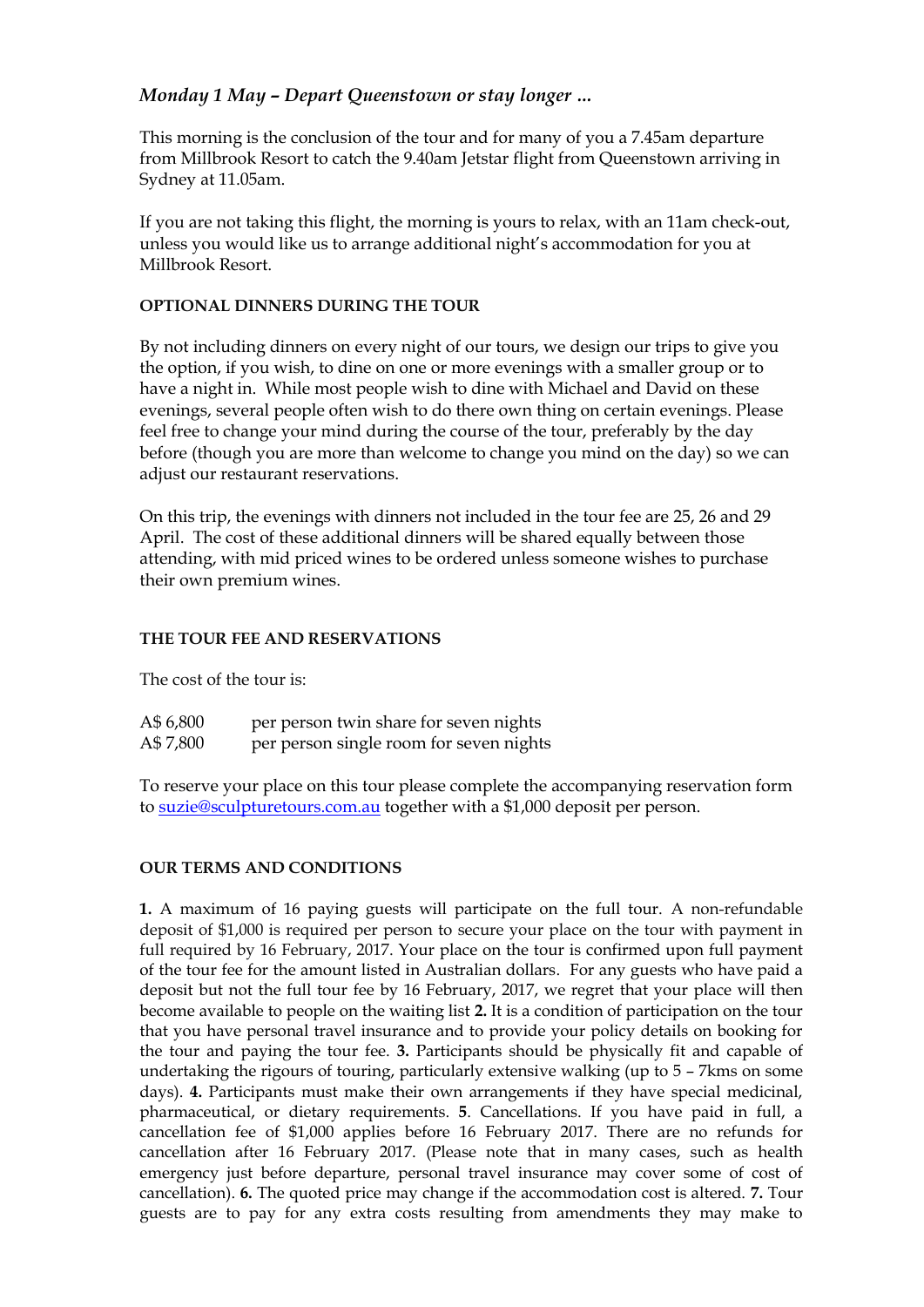### *Monday 1 May – Depart Queenstown or stay longer …*

This morning is the conclusion of the tour and for many of you a 7.45am departure from Millbrook Resort to catch the 9.40am Jetstar flight from Queenstown arriving in Sydney at 11.05am.

If you are not taking this flight, the morning is yours to relax, with an 11am check-out, unless you would like us to arrange additional night's accommodation for you at Millbrook Resort.

**OPTIONAL DINNERS DURING THE TOUR**

By not including dinners on every night of our tours, we design our trips to give you the option, if you wish, to dine on one or more evenings with a smaller group or to have a night in. While most people wish to dine with Michael and David on these evenings, several people often wish to do there own thing on certain evenings. Please feel free to change your mind during the course of the tour, preferably by the day before (though you are more than welcome to change you mind on the day) so we can adjust our restaurant reservations.

On this trip, the evenings with dinners not included in the tour fee are 25, 26 and 29 April. The cost of these additional dinners will be shared equally between those attending, with mid priced wines to be ordered unless someone wishes to purchase their own premium wines.

**THE TOUR FEE AND RESERVATIONS**

The cost of the tour is:

| | |
|---|---|
| A$ 6,800 | per person twin share for seven nights |
| A$ 7,800 | per person single room for seven nights |

To reserve your place on this tour please complete the accompanying reservation form to suzie@sculpturetours.com.au together with a $1,000 deposit per person.

**OUR TERMS AND CONDITIONS**

**1.** A maximum of 16 paying guests will participate on the full tour. A non-refundable deposit of $1,000 is required per person to secure your place on the tour with payment in full required by 16 February, 2017. Your place on the tour is confirmed upon full payment of the tour fee for the amount listed in Australian dollars. For any guests who have paid a deposit but not the full tour fee by 16 February, 2017, we regret that your place will then become available to people on the waiting list **2.** It is a condition of participation on the tour that you have personal travel insurance and to provide your policy details on booking for the tour and paying the tour fee. **3.** Participants should be physically fit and capable of undertaking the rigours of touring, particularly extensive walking (up to 5 – 7kms on some days). **4.** Participants must make their own arrangements if they have special medicinal, pharmaceutical, or dietary requirements. **5**. Cancellations. If you have paid in full, a cancellation fee of $1,000 applies before 16 February 2017. There are no refunds for cancellation after 16 February 2017. (Please note that in many cases, such as health emergency just before departure, personal travel insurance may cover some of cost of cancellation). **6.** The quoted price may change if the accommodation cost is altered. **7.** Tour guests are to pay for any extra costs resulting from amendments they may make to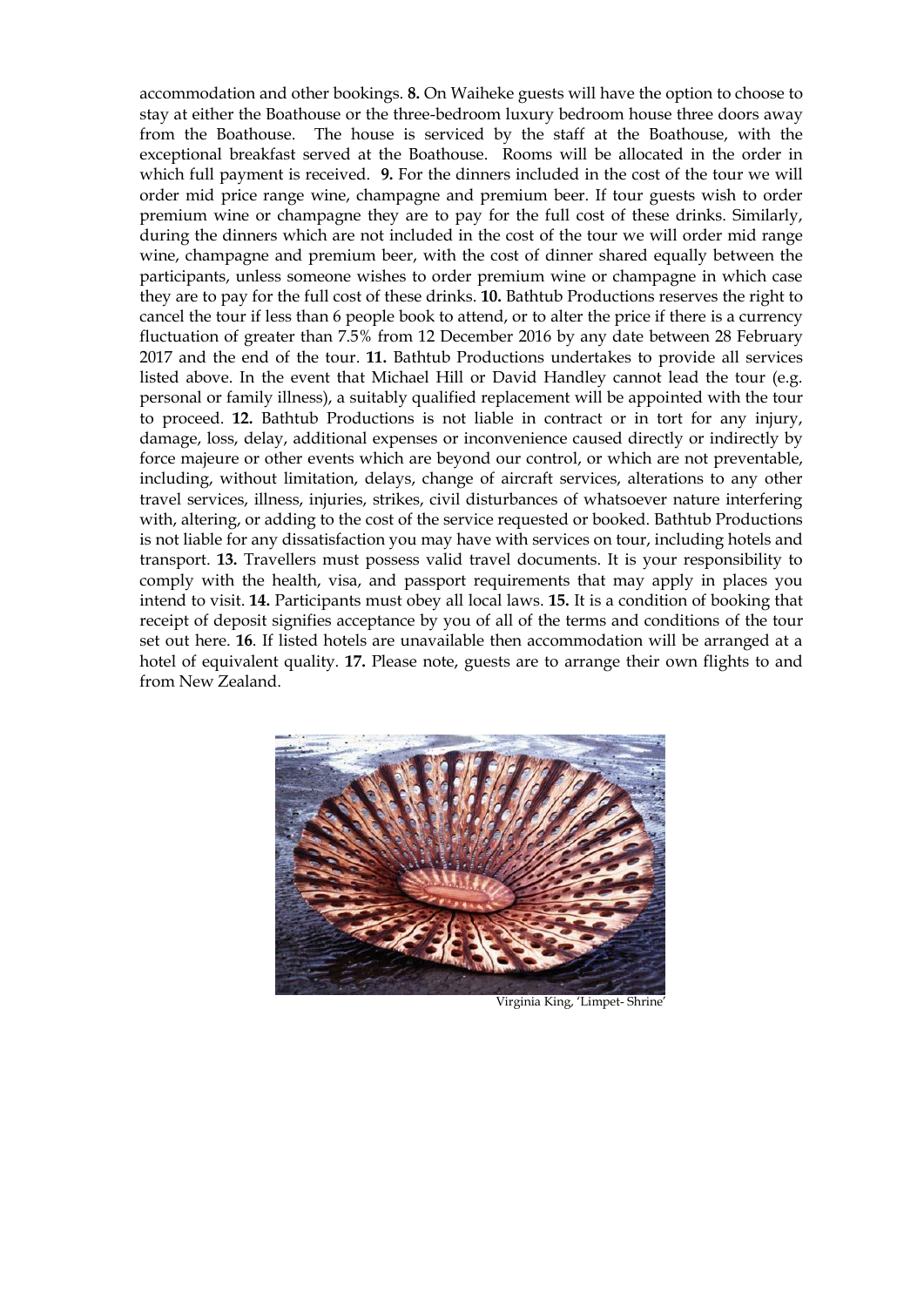accommodation and other bookings. **8.** On Waiheke guests will have the option to choose to stay at either the Boathouse or the three-bedroom luxury bedroom house three doors away from the Boathouse. The house is serviced by the staff at the Boathouse, with the exceptional breakfast served at the Boathouse. Rooms will be allocated in the order in which full payment is received. **9.** For the dinners included in the cost of the tour we will order mid price range wine, champagne and premium beer. If tour guests wish to order premium wine or champagne they are to pay for the full cost of these drinks. Similarly, during the dinners which are not included in the cost of the tour we will order mid range wine, champagne and premium beer, with the cost of dinner shared equally between the participants, unless someone wishes to order premium wine or champagne in which case they are to pay for the full cost of these drinks. **10.** Bathtub Productions reserves the right to cancel the tour if less than 6 people book to attend, or to alter the price if there is a currency fluctuation of greater than 7.5% from 12 December 2016 by any date between 28 February 2017 and the end of the tour. **11.** Bathtub Productions undertakes to provide all services listed above. In the event that Michael Hill or David Handley cannot lead the tour (e.g. personal or family illness), a suitably qualified replacement will be appointed with the tour to proceed. **12.** Bathtub Productions is not liable in contract or in tort for any injury, damage, loss, delay, additional expenses or inconvenience caused directly or indirectly by force majeure or other events which are beyond our control, or which are not preventable, including, without limitation, delays, change of aircraft services, alterations to any other travel services, illness, injuries, strikes, civil disturbances of whatsoever nature interfering with, altering, or adding to the cost of the service requested or booked. Bathtub Productions is not liable for any dissatisfaction you may have with services on tour, including hotels and transport. **13.** Travellers must possess valid travel documents. It is your responsibility to comply with the health, visa, and passport requirements that may apply in places you intend to visit. **14.** Participants must obey all local laws. **15.** It is a condition of booking that receipt of deposit signifies acceptance by you of all of the terms and conditions of the tour set out here. **16**. If listed hotels are unavailable then accommodation will be arranged at a hotel of equivalent quality. **17.** Please note, guests are to arrange their own flights to and from New Zealand.

Virginia King, 'Limpet- Shrine'